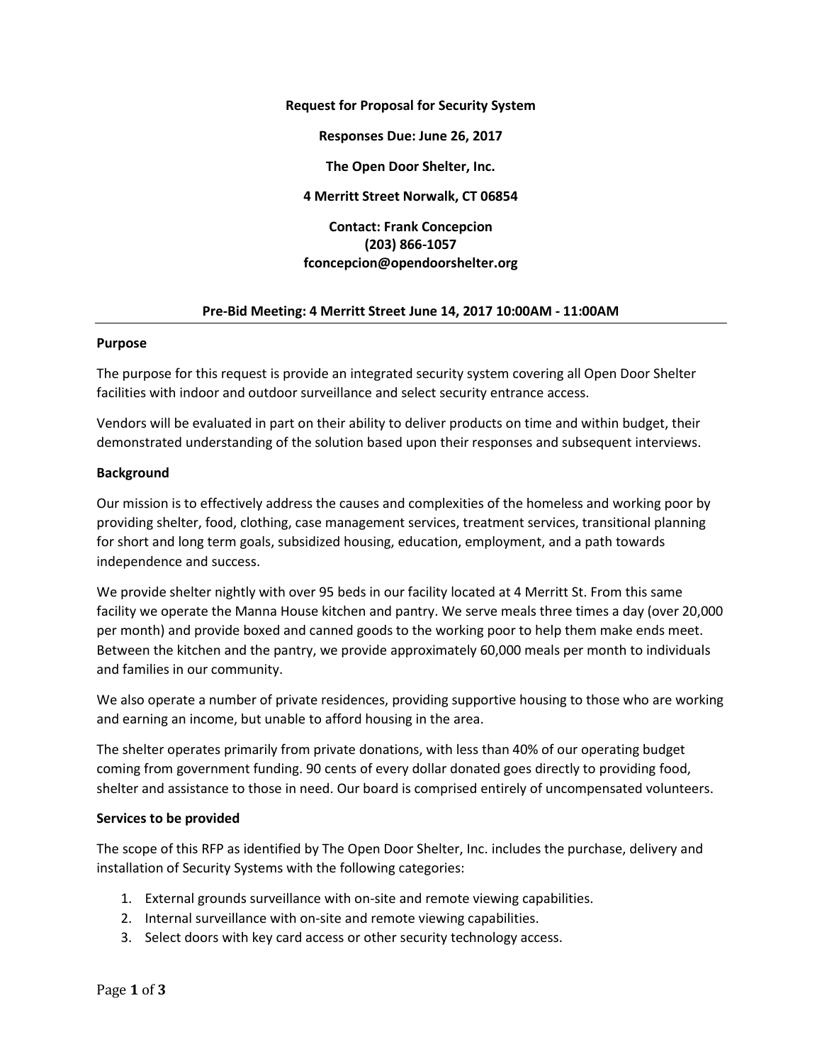**Request for Proposal for Security System**

**Responses Due: June 26, 2017**

**The Open Door Shelter, Inc.**

**4 Merritt Street Norwalk, CT 06854**

**Contact: Frank Concepcion**
**(203) 866-1057**
**fconcepcion@opendoorshelter.org**

**Pre-Bid Meeting: 4 Merritt Street June 14, 2017 10:00AM - 11:00AM**

---

**Purpose**

The purpose for this request is provide an integrated security system covering all Open Door Shelter facilities with indoor and outdoor surveillance and select security entrance access.

Vendors will be evaluated in part on their ability to deliver products on time and within budget, their demonstrated understanding of the solution based upon their responses and subsequent interviews.

**Background**

Our mission is to effectively address the causes and complexities of the homeless and working poor by providing shelter, food, clothing, case management services, treatment services, transitional planning for short and long term goals, subsidized housing, education, employment, and a path towards independence and success.

We provide shelter nightly with over 95 beds in our facility located at 4 Merritt St. From this same facility we operate the Manna House kitchen and pantry. We serve meals three times a day (over 20,000 per month) and provide boxed and canned goods to the working poor to help them make ends meet. Between the kitchen and the pantry, we provide approximately 60,000 meals per month to individuals and families in our community.

We also operate a number of private residences, providing supportive housing to those who are working and earning an income, but unable to afford housing in the area.

The shelter operates primarily from private donations, with less than 40% of our operating budget coming from government funding. 90 cents of every dollar donated goes directly to providing food, shelter and assistance to those in need. Our board is comprised entirely of uncompensated volunteers.

**Services to be provided**

The scope of this RFP as identified by The Open Door Shelter, Inc. includes the purchase, delivery and installation of Security Systems with the following categories:

1. External grounds surveillance with on-site and remote viewing capabilities.
2. Internal surveillance with on-site and remote viewing capabilities.
3. Select doors with key card access or other security technology access.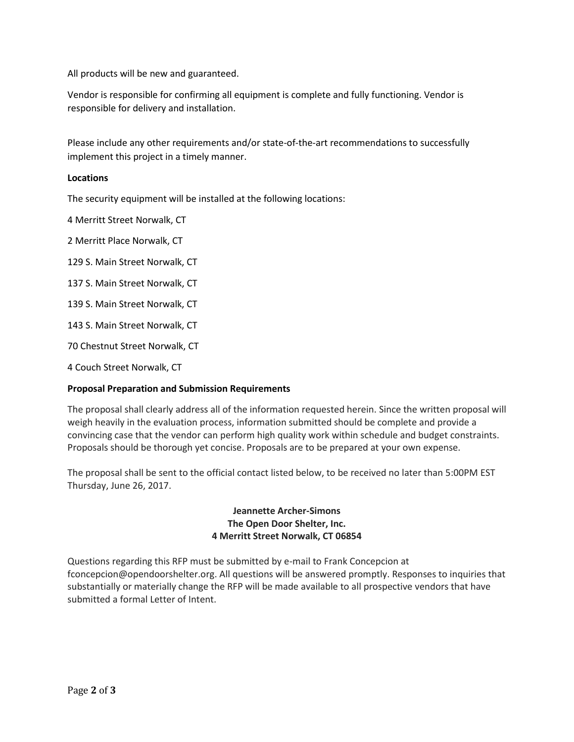All products will be new and guaranteed.

Vendor is responsible for confirming all equipment is complete and fully functioning. Vendor is responsible for delivery and installation.

Please include any other requirements and/or state-of-the-art recommendations to successfully implement this project in a timely manner.

**Locations**

The security equipment will be installed at the following locations:

4 Merritt Street Norwalk, CT

2 Merritt Place Norwalk, CT

129 S. Main Street Norwalk, CT

137 S. Main Street Norwalk, CT

139 S. Main Street Norwalk, CT

143 S. Main Street Norwalk, CT

70 Chestnut Street Norwalk, CT

4 Couch Street Norwalk, CT

**Proposal Preparation and Submission Requirements**

The proposal shall clearly address all of the information requested herein. Since the written proposal will weigh heavily in the evaluation process, information submitted should be complete and provide a convincing case that the vendor can perform high quality work within schedule and budget constraints. Proposals should be thorough yet concise. Proposals are to be prepared at your own expense.

The proposal shall be sent to the official contact listed below, to be received no later than 5:00PM EST Thursday, June 26, 2017.

**Jeannette Archer-Simons**
**The Open Door Shelter, Inc.**
**4 Merritt Street Norwalk, CT 06854**

Questions regarding this RFP must be submitted by e-mail to Frank Concepcion at fconcepcion@opendoorshelter.org. All questions will be answered promptly. Responses to inquiries that substantially or materially change the RFP will be made available to all prospective vendors that have submitted a formal Letter of Intent.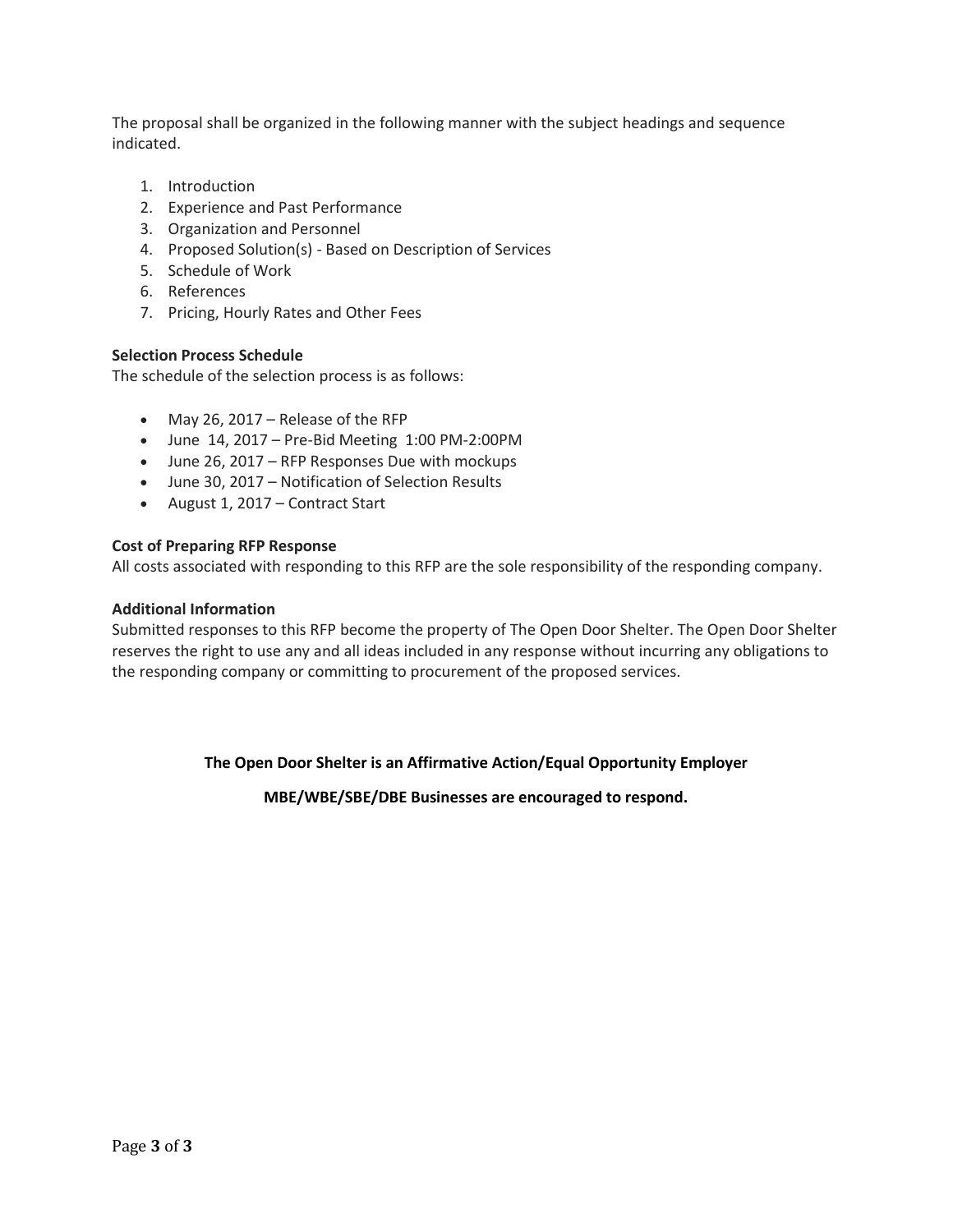The proposal shall be organized in the following manner with the subject headings and sequence indicated.

1. Introduction
2. Experience and Past Performance
3. Organization and Personnel
4. Proposed Solution(s) - Based on Description of Services
5. Schedule of Work
6. References
7. Pricing, Hourly Rates and Other Fees

**Selection Process Schedule**

The schedule of the selection process is as follows:

- May 26, 2017 – Release of the RFP
- June 14, 2017 – Pre-Bid Meeting 1:00 PM-2:00PM
- June 26, 2017 – RFP Responses Due with mockups
- June 30, 2017 – Notification of Selection Results
- August 1, 2017 – Contract Start

**Cost of Preparing RFP Response**

All costs associated with responding to this RFP are the sole responsibility of the responding company.

**Additional Information**

Submitted responses to this RFP become the property of The Open Door Shelter. The Open Door Shelter reserves the right to use any and all ideas included in any response without incurring any obligations to the responding company or committing to procurement of the proposed services.

**The Open Door Shelter is an Affirmative Action/Equal Opportunity Employer**

**MBE/WBE/SBE/DBE Businesses are encouraged to respond.**